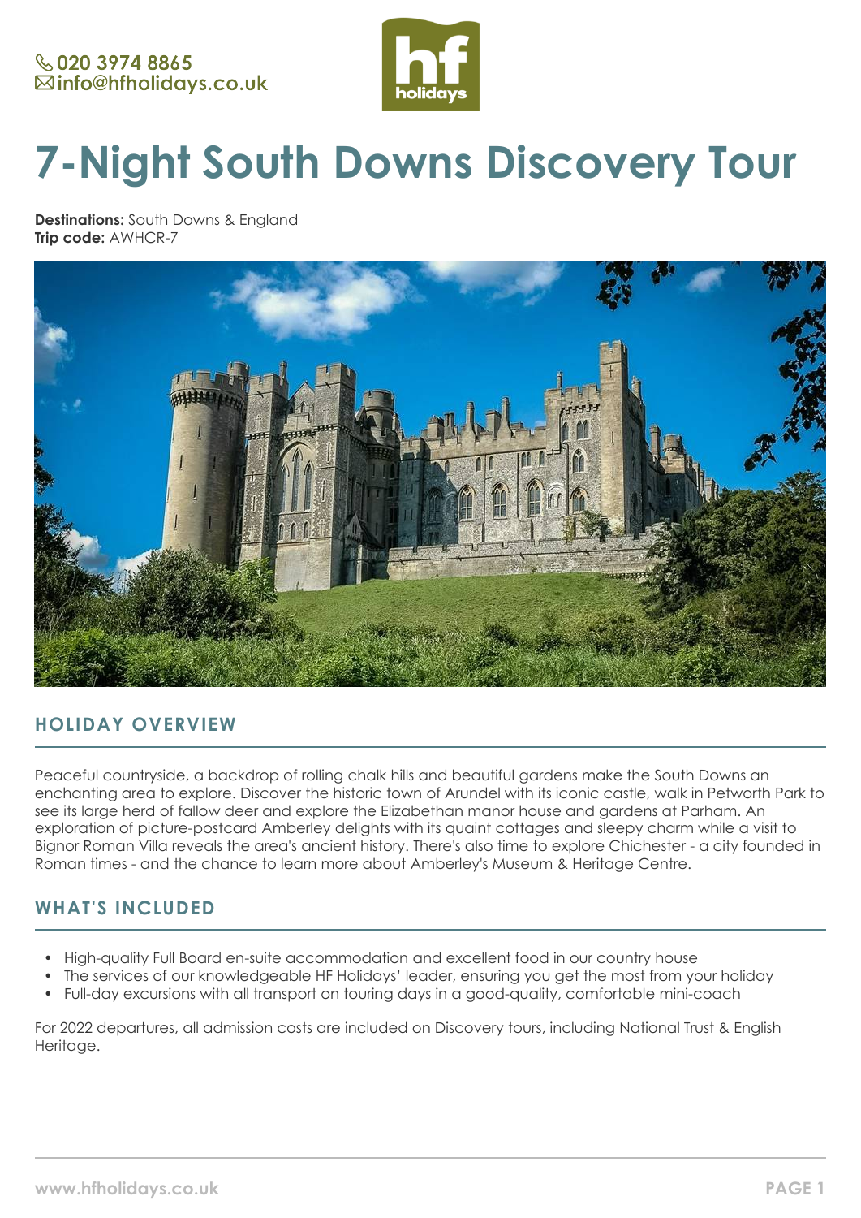020 3974 8865
info@hfholidays.co.uk

# 7-Night South Downs Discovery Tour

**Destinations:** South Downs & England
**Trip code:** AWHCR-7

## HOLIDAY OVERVIEW

Peaceful countryside, a backdrop of rolling chalk hills and beautiful gardens make the South Downs an enchanting area to explore. Discover the historic town of Arundel with its iconic castle, walk in Petworth Park to see its large herd of fallow deer and explore the Elizabethan manor house and gardens at Parham. An exploration of picture-postcard Amberley delights with its quaint cottages and sleepy charm while a visit to Bignor Roman Villa reveals the area's ancient history. There's also time to explore Chichester - a city founded in Roman times - and the chance to learn more about Amberley's Museum & Heritage Centre.

## WHAT'S INCLUDED

- High-quality Full Board en-suite accommodation and excellent food in our country house
- The services of our knowledgeable HF Holidays' leader, ensuring you get the most from your holiday
- Full-day excursions with all transport on touring days in a good-quality, comfortable mini-coach

For 2022 departures, all admission costs are included on Discovery tours, including National Trust & English Heritage.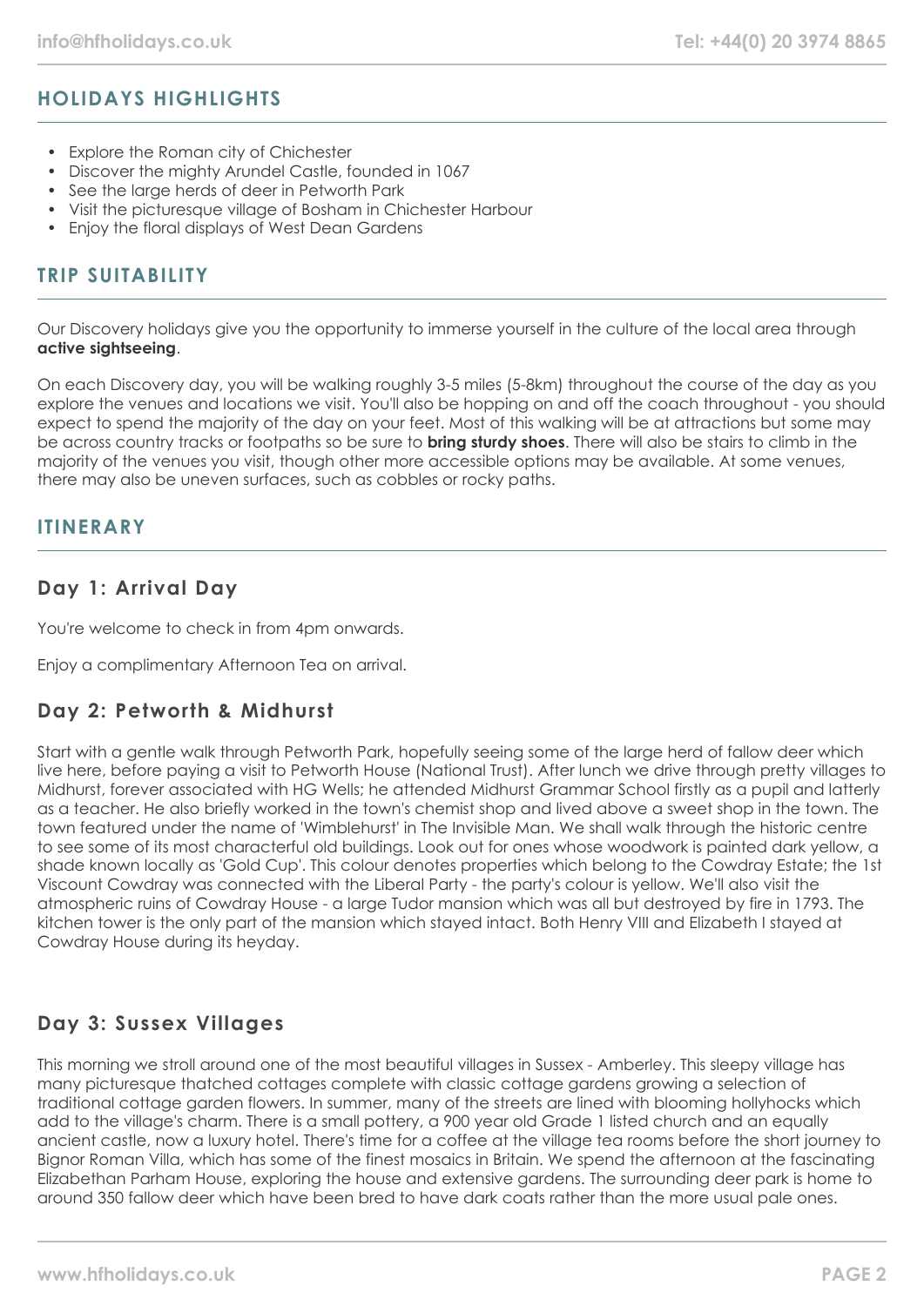## HOLIDAYS HIGHLIGHTS

- Explore the Roman city of Chichester
- Discover the mighty Arundel Castle, founded in 1067
- See the large herds of deer in Petworth Park
- Visit the picturesque village of Bosham in Chichester Harbour
- Enjoy the floral displays of West Dean Gardens

## TRIP SUITABILITY

Our Discovery holidays give you the opportunity to immerse yourself in the culture of the local area through **active sightseeing**.

On each Discovery day, you will be walking roughly 3-5 miles (5-8km) throughout the course of the day as you explore the venues and locations we visit. You'll also be hopping on and off the coach throughout - you should expect to spend the majority of the day on your feet. Most of this walking will be at attractions but some may be across country tracks or footpaths so be sure to **bring sturdy shoes**. There will also be stairs to climb in the majority of the venues you visit, though other more accessible options may be available. At some venues, there may also be uneven surfaces, such as cobbles or rocky paths.

## ITINERARY

### Day 1: Arrival Day

You're welcome to check in from 4pm onwards.

Enjoy a complimentary Afternoon Tea on arrival.

### Day 2: Petworth & Midhurst

Start with a gentle walk through Petworth Park, hopefully seeing some of the large herd of fallow deer which live here, before paying a visit to Petworth House (National Trust). After lunch we drive through pretty villages to Midhurst, forever associated with HG Wells; he attended Midhurst Grammar School firstly as a pupil and latterly as a teacher. He also briefly worked in the town's chemist shop and lived above a sweet shop in the town. The town featured under the name of 'Wimblehurst' in The Invisible Man. We shall walk through the historic centre to see some of its most characterful old buildings. Look out for ones whose woodwork is painted dark yellow, a shade known locally as 'Gold Cup'. This colour denotes properties which belong to the Cowdray Estate; the 1st Viscount Cowdray was connected with the Liberal Party - the party's colour is yellow. We'll also visit the atmospheric ruins of Cowdray House - a large Tudor mansion which was all but destroyed by fire in 1793. The kitchen tower is the only part of the mansion which stayed intact. Both Henry VIII and Elizabeth I stayed at Cowdray House during its heyday.

### Day 3: Sussex Villages

This morning we stroll around one of the most beautiful villages in Sussex - Amberley. This sleepy village has many picturesque thatched cottages complete with classic cottage gardens growing a selection of traditional cottage garden flowers. In summer, many of the streets are lined with blooming hollyhocks which add to the village's charm. There is a small pottery, a 900 year old Grade 1 listed church and an equally ancient castle, now a luxury hotel. There's time for a coffee at the village tea rooms before the short journey to Bignor Roman Villa, which has some of the finest mosaics in Britain. We spend the afternoon at the fascinating Elizabethan Parham House, exploring the house and extensive gardens. The surrounding deer park is home to around 350 fallow deer which have been bred to have dark coats rather than the more usual pale ones.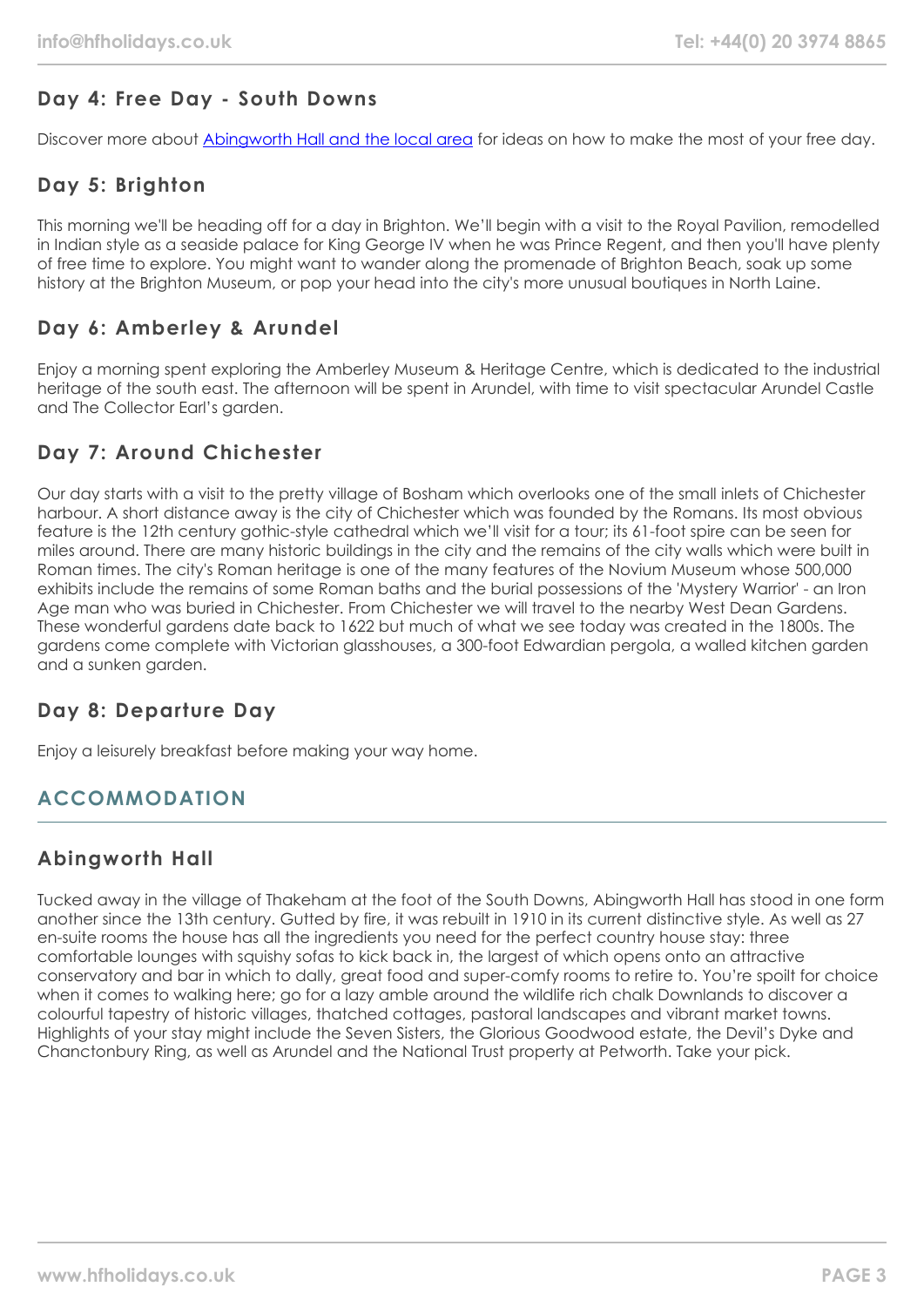### Day 4: Free Day - South Downs

Discover more about [Abingworth Hall and the local area](#) for ideas on how to make the most of your free day.

### Day 5: Brighton

This morning we'll be heading off for a day in Brighton. We'll begin with a visit to the Royal Pavilion, remodelled in Indian style as a seaside palace for King George IV when he was Prince Regent, and then you'll have plenty of free time to explore. You might want to wander along the promenade of Brighton Beach, soak up some history at the Brighton Museum, or pop your head into the city's more unusual boutiques in North Laine.

### Day 6: Amberley & Arundel

Enjoy a morning spent exploring the Amberley Museum & Heritage Centre, which is dedicated to the industrial heritage of the south east. The afternoon will be spent in Arundel, with time to visit spectacular Arundel Castle and The Collector Earl's garden.

### Day 7: Around Chichester

Our day starts with a visit to the pretty village of Bosham which overlooks one of the small inlets of Chichester harbour. A short distance away is the city of Chichester which was founded by the Romans. Its most obvious feature is the 12th century gothic-style cathedral which we'll visit for a tour; its 61-foot spire can be seen for miles around. There are many historic buildings in the city and the remains of the city walls which were built in Roman times. The city's Roman heritage is one of the many features of the Novium Museum whose 500,000 exhibits include the remains of some Roman baths and the burial possessions of the 'Mystery Warrior' - an Iron Age man who was buried in Chichester. From Chichester we will travel to the nearby West Dean Gardens. These wonderful gardens date back to 1622 but much of what we see today was created in the 1800s. The gardens come complete with Victorian glasshouses, a 300-foot Edwardian pergola, a walled kitchen garden and a sunken garden.

### Day 8: Departure Day

Enjoy a leisurely breakfast before making your way home.

## ACCOMMODATION

### Abingworth Hall

Tucked away in the village of Thakeham at the foot of the South Downs, Abingworth Hall has stood in one form another since the 13th century. Gutted by fire, it was rebuilt in 1910 in its current distinctive style. As well as 27 en-suite rooms the house has all the ingredients you need for the perfect country house stay: three comfortable lounges with squishy sofas to kick back in, the largest of which opens onto an attractive conservatory and bar in which to dally, great food and super-comfy rooms to retire to. You're spoilt for choice when it comes to walking here; go for a lazy amble around the wildlife rich chalk Downlands to discover a colourful tapestry of historic villages, thatched cottages, pastoral landscapes and vibrant market towns. Highlights of your stay might include the Seven Sisters, the Glorious Goodwood estate, the Devil's Dyke and Chanctonbury Ring, as well as Arundel and the National Trust property at Petworth. Take your pick.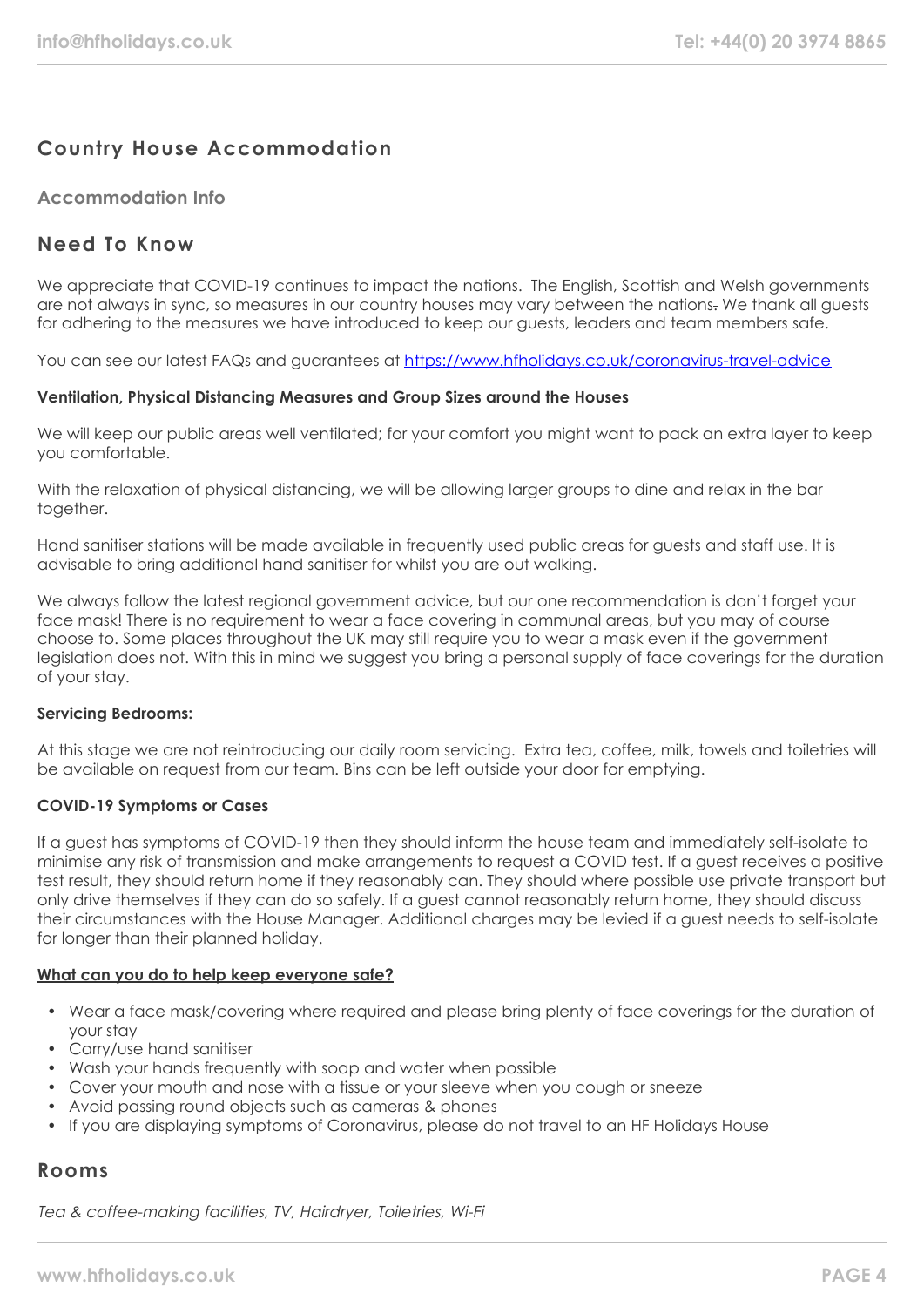## Country House Accommodation

### Accommodation Info

## Need To Know

We appreciate that COVID-19 continues to impact the nations. The English, Scottish and Welsh governments are not always in sync, so measures in our country houses may vary between the nations. We thank all guests for adhering to the measures we have introduced to keep our guests, leaders and team members safe.

You can see our latest FAQs and guarantees at [https://www.hfholidays.co.uk/coronavirus-travel-advice](https://www.hfholidays.co.uk/coronavirus-travel-advice)

**Ventilation, Physical Distancing Measures and Group Sizes around the Houses**

We will keep our public areas well ventilated; for your comfort you might want to pack an extra layer to keep you comfortable.

With the relaxation of physical distancing, we will be allowing larger groups to dine and relax in the bar together.

Hand sanitiser stations will be made available in frequently used public areas for guests and staff use. It is advisable to bring additional hand sanitiser for whilst you are out walking.

We always follow the latest regional government advice, but our one recommendation is don't forget your face mask! There is no requirement to wear a face covering in communal areas, but you may of course choose to. Some places throughout the UK may still require you to wear a mask even if the government legislation does not. With this in mind we suggest you bring a personal supply of face coverings for the duration of your stay.

**Servicing Bedrooms:**

At this stage we are not reintroducing our daily room servicing. Extra tea, coffee, milk, towels and toiletries will be available on request from our team. Bins can be left outside your door for emptying.

**COVID-19 Symptoms or Cases**

If a guest has symptoms of COVID-19 then they should inform the house team and immediately self-isolate to minimise any risk of transmission and make arrangements to request a COVID test. If a guest receives a positive test result, they should return home if they reasonably can. They should where possible use private transport but only drive themselves if they can do so safely. If a guest cannot reasonably return home, they should discuss their circumstances with the House Manager. Additional charges may be levied if a guest needs to self-isolate for longer than their planned holiday.

**What can you do to help keep everyone safe?**

- Wear a face mask/covering where required and please bring plenty of face coverings for the duration of your stay
- Carry/use hand sanitiser
- Wash your hands frequently with soap and water when possible
- Cover your mouth and nose with a tissue or your sleeve when you cough or sneeze
- Avoid passing round objects such as cameras & phones
- If you are displaying symptoms of Coronavirus, please do not travel to an HF Holidays House

## Rooms

*Tea & coffee-making facilities, TV, Hairdryer, Toiletries, Wi-Fi*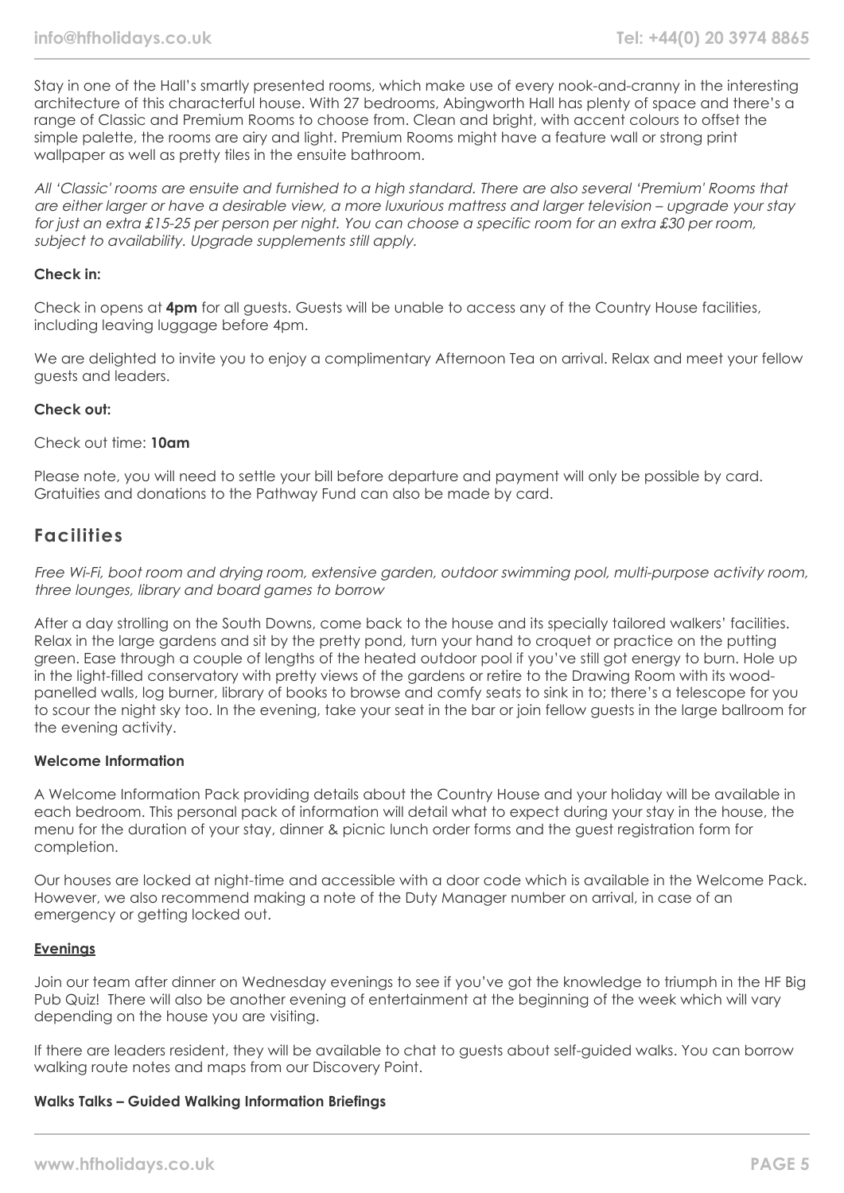Stay in one of the Hall's smartly presented rooms, which make use of every nook-and-cranny in the interesting architecture of this characterful house. With 27 bedrooms, Abingworth Hall has plenty of space and there's a range of Classic and Premium Rooms to choose from. Clean and bright, with accent colours to offset the simple palette, the rooms are airy and light. Premium Rooms might have a feature wall or strong print wallpaper as well as pretty tiles in the ensuite bathroom.

*All 'Classic' rooms are ensuite and furnished to a high standard. There are also several 'Premium' Rooms that are either larger or have a desirable view, a more luxurious mattress and larger television – upgrade your stay for just an extra £15-25 per person per night. You can choose a specific room for an extra £30 per room, subject to availability. Upgrade supplements still apply.*

**Check in:**

Check in opens at **4pm** for all guests. Guests will be unable to access any of the Country House facilities, including leaving luggage before 4pm.

We are delighted to invite you to enjoy a complimentary Afternoon Tea on arrival. Relax and meet your fellow guests and leaders.

**Check out:**

Check out time: **10am**

Please note, you will need to settle your bill before departure and payment will only be possible by card. Gratuities and donations to the Pathway Fund can also be made by card.

## Facilities

*Free Wi-Fi, boot room and drying room, extensive garden, outdoor swimming pool, multi-purpose activity room, three lounges, library and board games to borrow*

After a day strolling on the South Downs, come back to the house and its specially tailored walkers' facilities. Relax in the large gardens and sit by the pretty pond, turn your hand to croquet or practice on the putting green. Ease through a couple of lengths of the heated outdoor pool if you've still got energy to burn. Hole up in the light-filled conservatory with pretty views of the gardens or retire to the Drawing Room with its wood-panelled walls, log burner, library of books to browse and comfy seats to sink in to; there's a telescope for you to scour the night sky too. In the evening, take your seat in the bar or join fellow guests in the large ballroom for the evening activity.

**Welcome Information**

A Welcome Information Pack providing details about the Country House and your holiday will be available in each bedroom. This personal pack of information will detail what to expect during your stay in the house, the menu for the duration of your stay, dinner & picnic lunch order forms and the guest registration form for completion.

Our houses are locked at night-time and accessible with a door code which is available in the Welcome Pack. However, we also recommend making a note of the Duty Manager number on arrival, in case of an emergency or getting locked out.

**Evenings**

Join our team after dinner on Wednesday evenings to see if you've got the knowledge to triumph in the HF Big Pub Quiz! There will also be another evening of entertainment at the beginning of the week which will vary depending on the house you are visiting.

If there are leaders resident, they will be available to chat to guests about self-guided walks. You can borrow walking route notes and maps from our Discovery Point.

**Walks Talks – Guided Walking Information Briefings**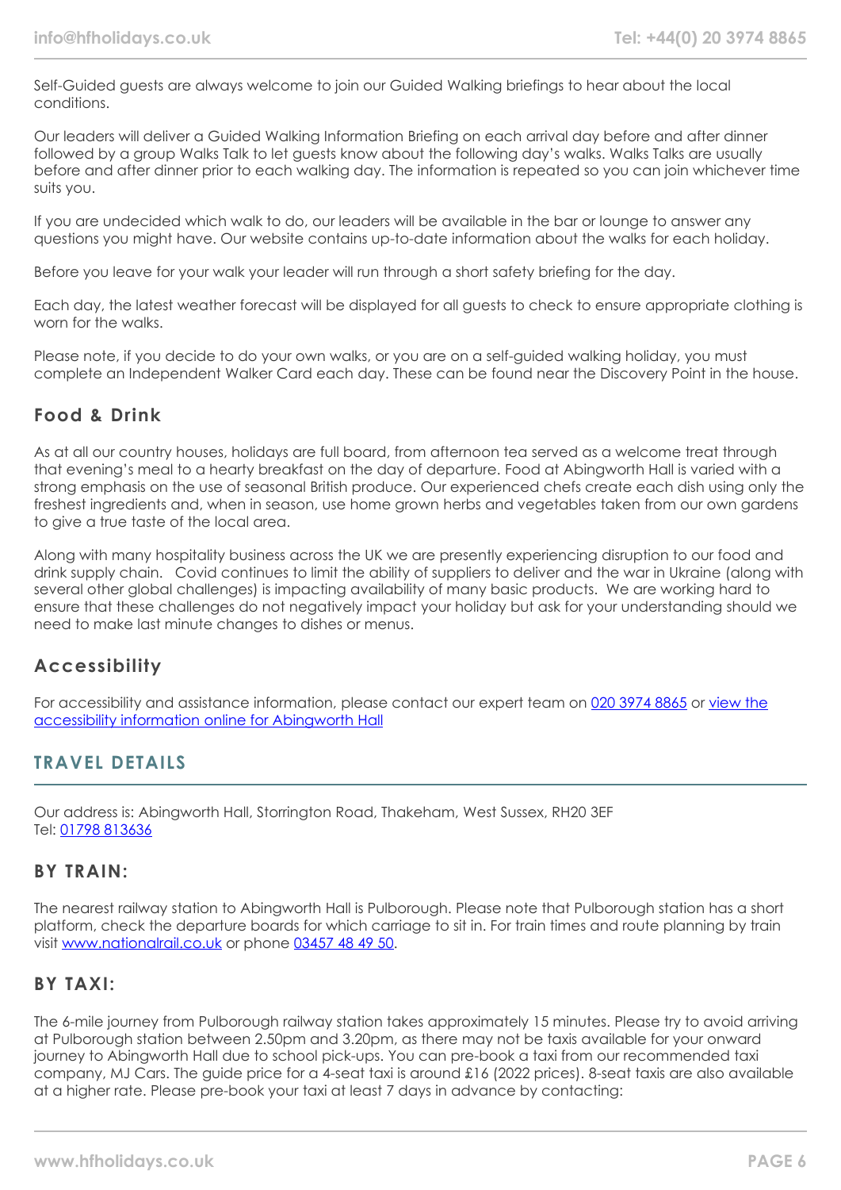Self-Guided guests are always welcome to join our Guided Walking briefings to hear about the local conditions.

Our leaders will deliver a Guided Walking Information Briefing on each arrival day before and after dinner followed by a group Walks Talk to let guests know about the following day's walks. Walks Talks are usually before and after dinner prior to each walking day. The information is repeated so you can join whichever time suits you.

If you are undecided which walk to do, our leaders will be available in the bar or lounge to answer any questions you might have. Our website contains up-to-date information about the walks for each holiday.

Before you leave for your walk your leader will run through a short safety briefing for the day.

Each day, the latest weather forecast will be displayed for all guests to check to ensure appropriate clothing is worn for the walks.

Please note, if you decide to do your own walks, or you are on a self-guided walking holiday, you must complete an Independent Walker Card each day. These can be found near the Discovery Point in the house.

### Food & Drink

As at all our country houses, holidays are full board, from afternoon tea served as a welcome treat through that evening's meal to a hearty breakfast on the day of departure. Food at Abingworth Hall is varied with a strong emphasis on the use of seasonal British produce. Our experienced chefs create each dish using only the freshest ingredients and, when in season, use home grown herbs and vegetables taken from our own gardens to give a true taste of the local area.

Along with many hospitality business across the UK we are presently experiencing disruption to our food and drink supply chain. Covid continues to limit the ability of suppliers to deliver and the war in Ukraine (along with several other global challenges) is impacting availability of many basic products. We are working hard to ensure that these challenges do not negatively impact your holiday but ask for your understanding should we need to make last minute changes to dishes or menus.

### Accessibility

For accessibility and assistance information, please contact our expert team on 020 3974 8865 or view the accessibility information online for Abingworth Hall

## TRAVEL DETAILS

Our address is: Abingworth Hall, Storrington Road, Thakeham, West Sussex, RH20 3EF
Tel: 01798 813636

### BY TRAIN:

The nearest railway station to Abingworth Hall is Pulborough. Please note that Pulborough station has a short platform, check the departure boards for which carriage to sit in. For train times and route planning by train visit www.nationalrail.co.uk or phone 03457 48 49 50.

### BY TAXI:

The 6-mile journey from Pulborough railway station takes approximately 15 minutes. Please try to avoid arriving at Pulborough station between 2.50pm and 3.20pm, as there may not be taxis available for your onward journey to Abingworth Hall due to school pick-ups. You can pre-book a taxi from our recommended taxi company, MJ Cars. The guide price for a 4-seat taxi is around £16 (2022 prices). 8-seat taxis are also available at a higher rate. Please pre-book your taxi at least 7 days in advance by contacting: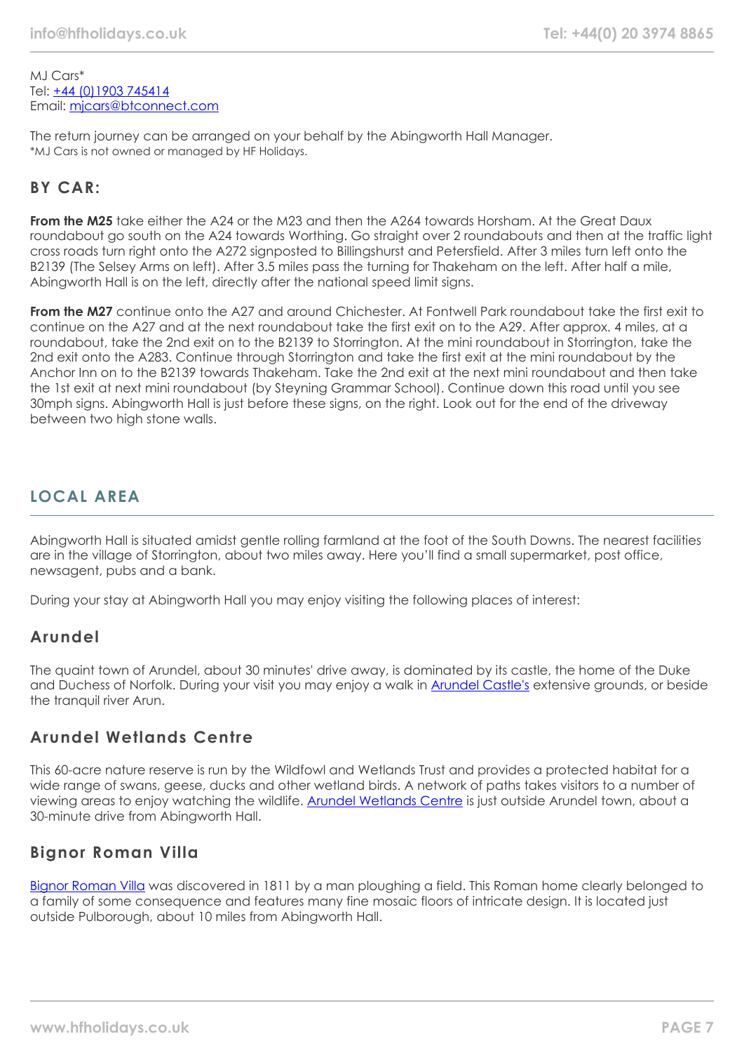MJ Cars*
Tel: +44 (0)1903 745414
Email: mjcars@btconnect.com

The return journey can be arranged on your behalf by the Abingworth Hall Manager.
*MJ Cars is not owned or managed by HF Holidays.

### BY CAR:

**From the M25** take either the A24 or the M23 and then the A264 towards Horsham. At the Great Daux roundabout go south on the A24 towards Worthing. Go straight over 2 roundabouts and then at the traffic light cross roads turn right onto the A272 signposted to Billingshurst and Petersfield. After 3 miles turn left onto the B2139 (The Selsey Arms on left). After 3.5 miles pass the turning for Thakeham on the left. After half a mile, Abingworth Hall is on the left, directly after the national speed limit signs.

**From the M27** continue onto the A27 and around Chichester. At Fontwell Park roundabout take the first exit to continue on the A27 and at the next roundabout take the first exit on to the A29. After approx. 4 miles, at a roundabout, take the 2nd exit on to the B2139 to Storrington. At the mini roundabout in Storrington, take the 2nd exit onto the A283. Continue through Storrington and take the first exit at the mini roundabout by the Anchor Inn on to the B2139 towards Thakeham. Take the 2nd exit at the next mini roundabout and then take the 1st exit at next mini roundabout (by Steyning Grammar School). Continue down this road until you see 30mph signs. Abingworth Hall is just before these signs, on the right. Look out for the end of the driveway between two high stone walls.

## LOCAL AREA

Abingworth Hall is situated amidst gentle rolling farmland at the foot of the South Downs. The nearest facilities are in the village of Storrington, about two miles away. Here you'll find a small supermarket, post office, newsagent, pubs and a bank.

During your stay at Abingworth Hall you may enjoy visiting the following places of interest:

### Arundel

The quaint town of Arundel, about 30 minutes' drive away, is dominated by its castle, the home of the Duke and Duchess of Norfolk. During your visit you may enjoy a walk in Arundel Castle's extensive grounds, or beside the tranquil river Arun.

### Arundel Wetlands Centre

This 60-acre nature reserve is run by the Wildfowl and Wetlands Trust and provides a protected habitat for a wide range of swans, geese, ducks and other wetland birds. A network of paths takes visitors to a number of viewing areas to enjoy watching the wildlife. Arundel Wetlands Centre is just outside Arundel town, about a 30-minute drive from Abingworth Hall.

### Bignor Roman Villa

Bignor Roman Villa was discovered in 1811 by a man ploughing a field. This Roman home clearly belonged to a family of some consequence and features many fine mosaic floors of intricate design. It is located just outside Pulborough, about 10 miles from Abingworth Hall.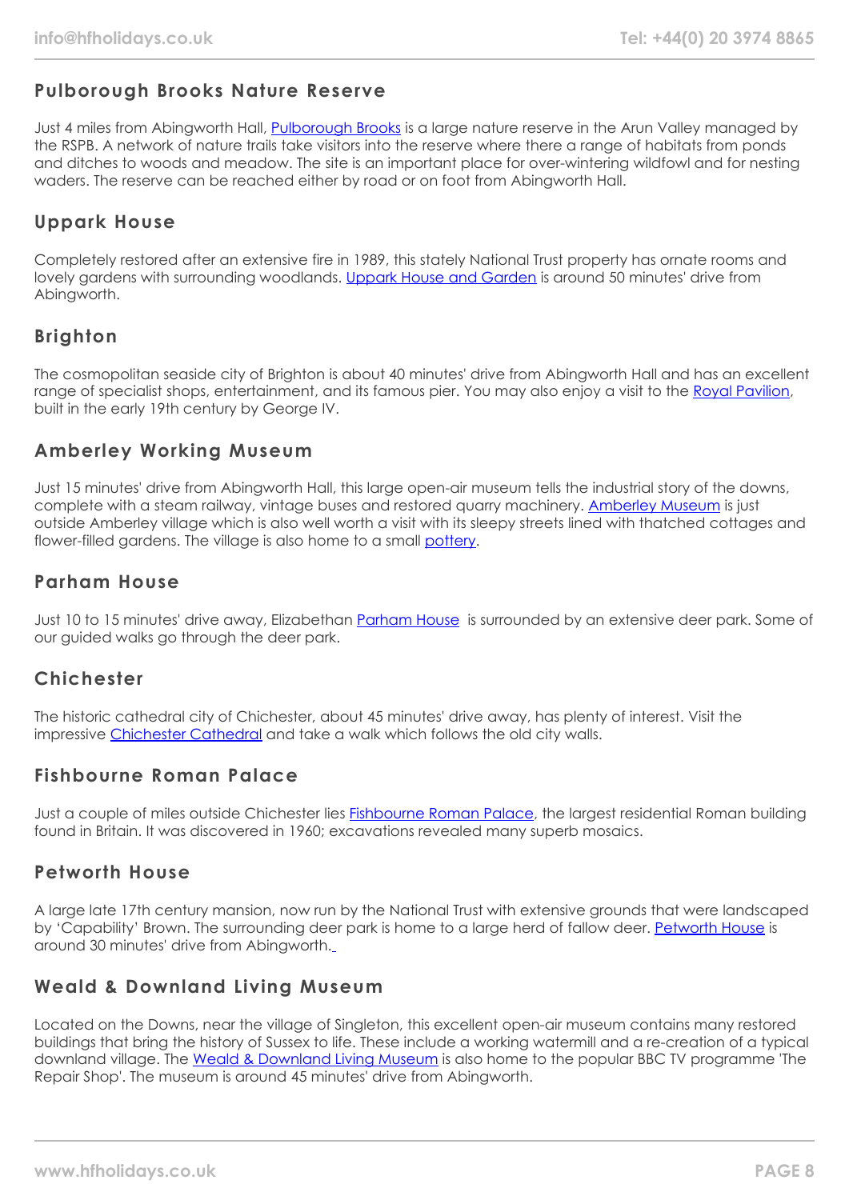## Pulborough Brooks Nature Reserve

Just 4 miles from Abingworth Hall, Pulborough Brooks is a large nature reserve in the Arun Valley managed by the RSPB. A network of nature trails take visitors into the reserve where there a range of habitats from ponds and ditches to woods and meadow. The site is an important place for over-wintering wildfowl and for nesting waders. The reserve can be reached either by road or on foot from Abingworth Hall.

## Uppark House

Completely restored after an extensive fire in 1989, this stately National Trust property has ornate rooms and lovely gardens with surrounding woodlands. Uppark House and Garden is around 50 minutes' drive from Abingworth.

## Brighton

The cosmopolitan seaside city of Brighton is about 40 minutes' drive from Abingworth Hall and has an excellent range of specialist shops, entertainment, and its famous pier. You may also enjoy a visit to the Royal Pavilion, built in the early 19th century by George IV.

## Amberley Working Museum

Just 15 minutes' drive from Abingworth Hall, this large open-air museum tells the industrial story of the downs, complete with a steam railway, vintage buses and restored quarry machinery. Amberley Museum is just outside Amberley village which is also well worth a visit with its sleepy streets lined with thatched cottages and flower-filled gardens. The village is also home to a small pottery.

## Parham House

Just 10 to 15 minutes' drive away, Elizabethan Parham House is surrounded by an extensive deer park. Some of our guided walks go through the deer park.

## Chichester

The historic cathedral city of Chichester, about 45 minutes' drive away, has plenty of interest. Visit the impressive Chichester Cathedral and take a walk which follows the old city walls.

## Fishbourne Roman Palace

Just a couple of miles outside Chichester lies Fishbourne Roman Palace, the largest residential Roman building found in Britain. It was discovered in 1960; excavations revealed many superb mosaics.

## Petworth House

A large late 17th century mansion, now run by the National Trust with extensive grounds that were landscaped by 'Capability' Brown. The surrounding deer park is home to a large herd of fallow deer. Petworth House is around 30 minutes' drive from Abingworth.

## Weald & Downland Living Museum

Located on the Downs, near the village of Singleton, this excellent open-air museum contains many restored buildings that bring the history of Sussex to life. These include a working watermill and a re-creation of a typical downland village. The Weald & Downland Living Museum is also home to the popular BBC TV programme 'The Repair Shop'. The museum is around 45 minutes' drive from Abingworth.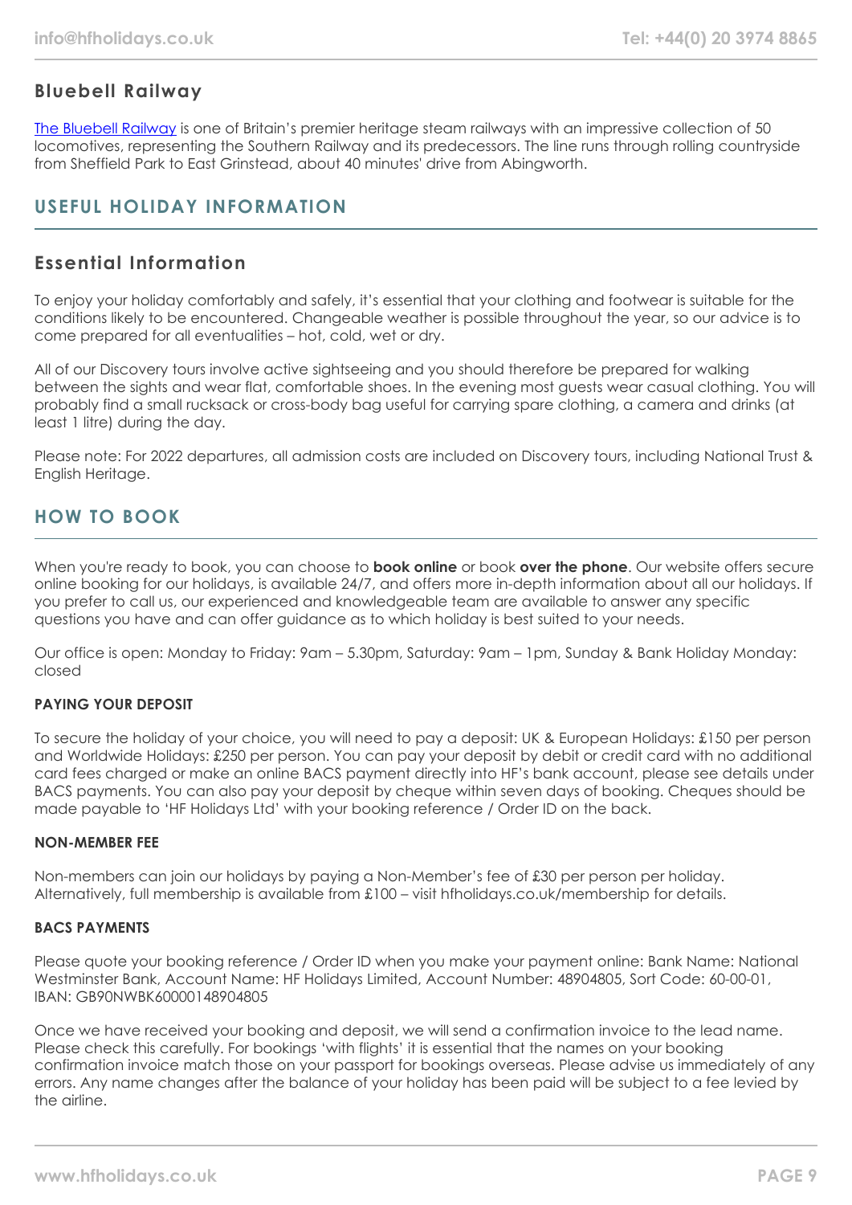### Bluebell Railway

[The Bluebell Railway](The Bluebell Railway) is one of Britain's premier heritage steam railways with an impressive collection of 50 locomotives, representing the Southern Railway and its predecessors. The line runs through rolling countryside from Sheffield Park to East Grinstead, about 40 minutes' drive from Abingworth.

## USEFUL HOLIDAY INFORMATION

### Essential Information

To enjoy your holiday comfortably and safely, it's essential that your clothing and footwear is suitable for the conditions likely to be encountered. Changeable weather is possible throughout the year, so our advice is to come prepared for all eventualities – hot, cold, wet or dry.

All of our Discovery tours involve active sightseeing and you should therefore be prepared for walking between the sights and wear flat, comfortable shoes. In the evening most guests wear casual clothing. You will probably find a small rucksack or cross-body bag useful for carrying spare clothing, a camera and drinks (at least 1 litre) during the day.

Please note: For 2022 departures, all admission costs are included on Discovery tours, including National Trust & English Heritage.

## HOW TO BOOK

When you're ready to book, you can choose to **book online** or book **over the phone**. Our website offers secure online booking for our holidays, is available 24/7, and offers more in-depth information about all our holidays. If you prefer to call us, our experienced and knowledgeable team are available to answer any specific questions you have and can offer guidance as to which holiday is best suited to your needs.

Our office is open: Monday to Friday: 9am – 5.30pm, Saturday: 9am – 1pm, Sunday & Bank Holiday Monday: closed

**PAYING YOUR DEPOSIT**

To secure the holiday of your choice, you will need to pay a deposit: UK & European Holidays: £150 per person and Worldwide Holidays: £250 per person. You can pay your deposit by debit or credit card with no additional card fees charged or make an online BACS payment directly into HF's bank account, please see details under BACS payments. You can also pay your deposit by cheque within seven days of booking. Cheques should be made payable to 'HF Holidays Ltd' with your booking reference / Order ID on the back.

**NON-MEMBER FEE**

Non-members can join our holidays by paying a Non-Member's fee of £30 per person per holiday. Alternatively, full membership is available from £100 – visit hfholidays.co.uk/membership for details.

**BACS PAYMENTS**

Please quote your booking reference / Order ID when you make your payment online: Bank Name: National Westminster Bank, Account Name: HF Holidays Limited, Account Number: 48904805, Sort Code: 60-00-01, IBAN: GB90NWBK60000148904805

Once we have received your booking and deposit, we will send a confirmation invoice to the lead name. Please check this carefully. For bookings 'with flights' it is essential that the names on your booking confirmation invoice match those on your passport for bookings overseas. Please advise us immediately of any errors. Any name changes after the balance of your holiday has been paid will be subject to a fee levied by the airline.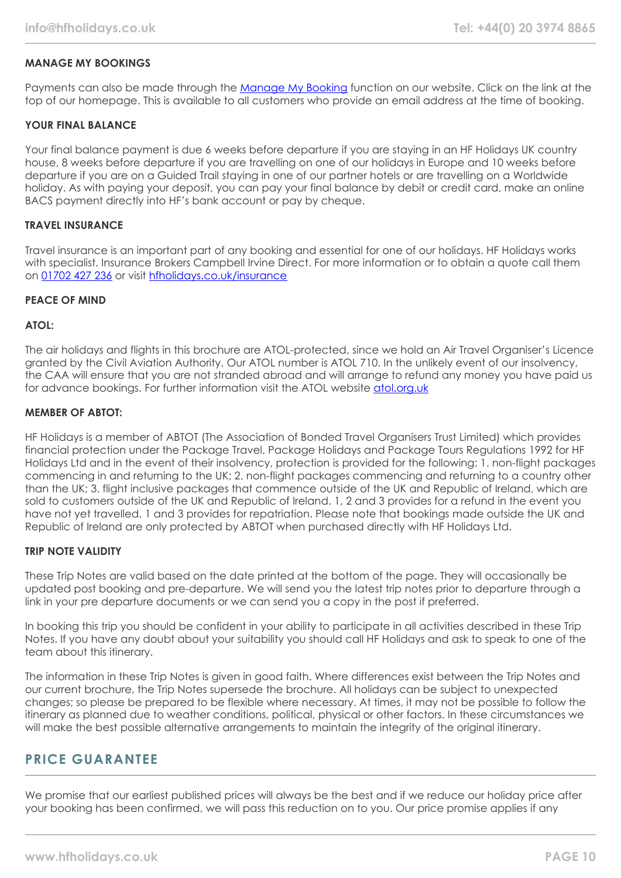### MANAGE MY BOOKINGS

Payments can also be made through the [Manage My Booking](#) function on our website. Click on the link at the top of our homepage. This is available to all customers who provide an email address at the time of booking.

### YOUR FINAL BALANCE

Your final balance payment is due 6 weeks before departure if you are staying in an HF Holidays UK country house, 8 weeks before departure if you are travelling on one of our holidays in Europe and 10 weeks before departure if you are on a Guided Trail staying in one of our partner hotels or are travelling on a Worldwide holiday. As with paying your deposit, you can pay your final balance by debit or credit card, make an online BACS payment directly into HF's bank account or pay by cheque.

### TRAVEL INSURANCE

Travel insurance is an important part of any booking and essential for one of our holidays. HF Holidays works with specialist. Insurance Brokers Campbell Irvine Direct. For more information or to obtain a quote call them on [01702 427 236](#) or visit [hfholidays.co.uk/insurance](#)

### PEACE OF MIND

### ATOL:

The air holidays and flights in this brochure are ATOL-protected, since we hold an Air Travel Organiser's Licence granted by the Civil Aviation Authority. Our ATOL number is ATOL 710. In the unlikely event of our insolvency, the CAA will ensure that you are not stranded abroad and will arrange to refund any money you have paid us for advance bookings. For further information visit the ATOL website [atol.org.uk](#)

### MEMBER OF ABTOT:

HF Holidays is a member of ABTOT (The Association of Bonded Travel Organisers Trust Limited) which provides financial protection under the Package Travel, Package Holidays and Package Tours Regulations 1992 for HF Holidays Ltd and in the event of their insolvency, protection is provided for the following: 1. non-flight packages commencing in and returning to the UK; 2. non-flight packages commencing and returning to a country other than the UK; 3. flight inclusive packages that commence outside of the UK and Republic of Ireland, which are sold to customers outside of the UK and Republic of Ireland. 1, 2 and 3 provides for a refund in the event you have not yet travelled. 1 and 3 provides for repatriation. Please note that bookings made outside the UK and Republic of Ireland are only protected by ABTOT when purchased directly with HF Holidays Ltd.

### TRIP NOTE VALIDITY

These Trip Notes are valid based on the date printed at the bottom of the page. They will occasionally be updated post booking and pre-departure. We will send you the latest trip notes prior to departure through a link in your pre departure documents or we can send you a copy in the post if preferred.

In booking this trip you should be confident in your ability to participate in all activities described in these Trip Notes. If you have any doubt about your suitability you should call HF Holidays and ask to speak to one of the team about this itinerary.

The information in these Trip Notes is given in good faith. Where differences exist between the Trip Notes and our current brochure, the Trip Notes supersede the brochure. All holidays can be subject to unexpected changes; so please be prepared to be flexible where necessary. At times, it may not be possible to follow the itinerary as planned due to weather conditions, political, physical or other factors. In these circumstances we will make the best possible alternative arrangements to maintain the integrity of the original itinerary.

## PRICE GUARANTEE

We promise that our earliest published prices will always be the best and if we reduce our holiday price after your booking has been confirmed, we will pass this reduction on to you. Our price promise applies if any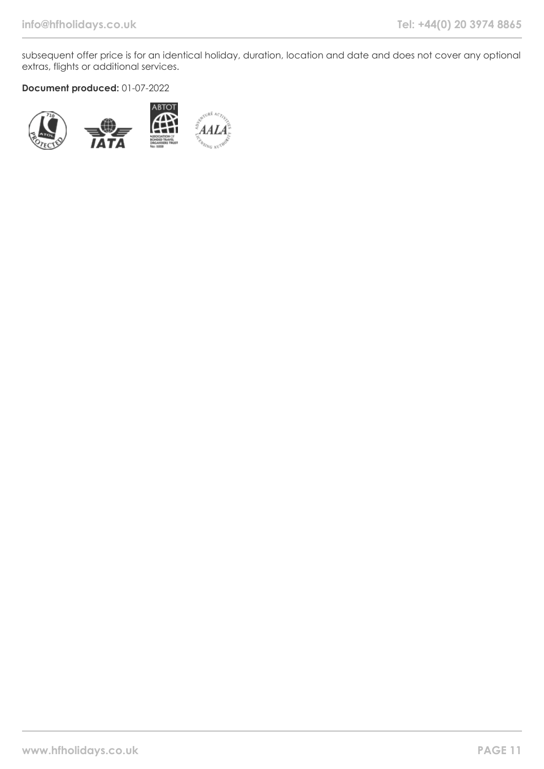subsequent offer price is for an identical holiday, duration, location and date and does not cover any optional extras, flights or additional services.

**Document produced:** 01-07-2022